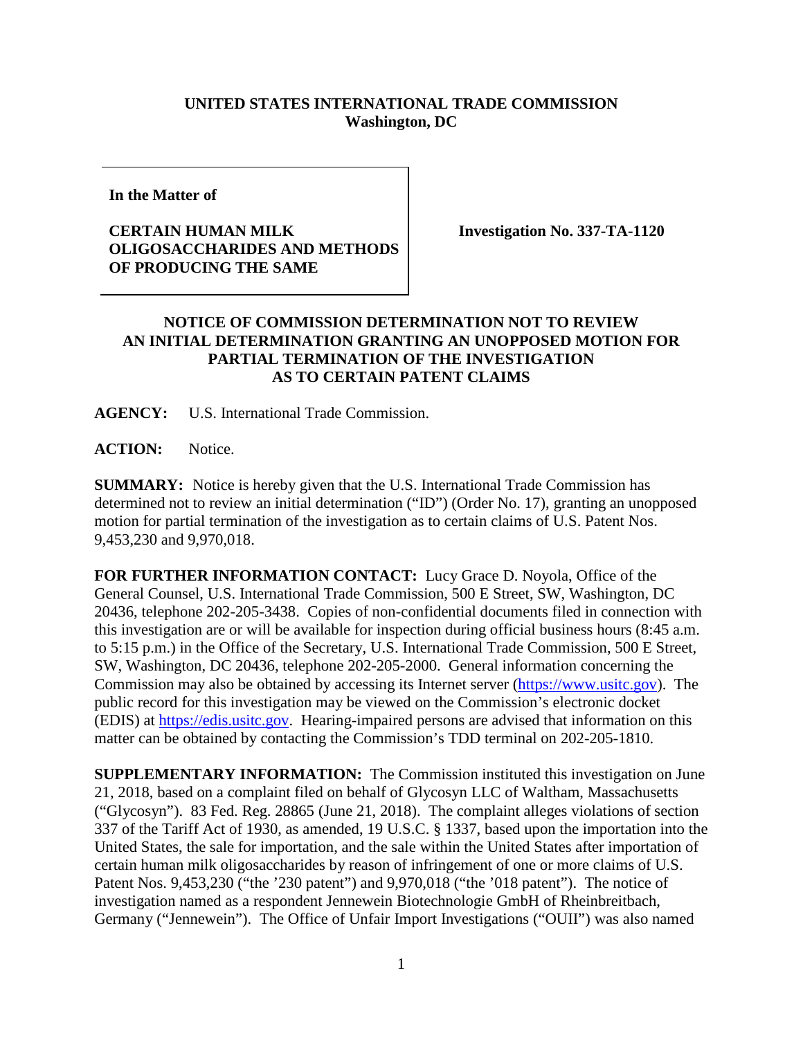**UNITED STATES INTERNATIONAL TRADE COMMISSION**
**Washington, DC**

| **In the Matter of** <br><br> **CERTAIN HUMAN MILK OLIGOSACCHARIDES AND METHODS OF PRODUCING THE SAME** | **Investigation No. 337-TA-1120** |
|---|---|

## NOTICE OF COMMISSION DETERMINATION NOT TO REVIEW AN INITIAL DETERMINATION GRANTING AN UNOPPOSED MOTION FOR PARTIAL TERMINATION OF THE INVESTIGATION AS TO CERTAIN PATENT CLAIMS

**AGENCY:** U.S. International Trade Commission.

**ACTION:** Notice.

**SUMMARY:** Notice is hereby given that the U.S. International Trade Commission has determined not to review an initial determination ("ID") (Order No. 17), granting an unopposed motion for partial termination of the investigation as to certain claims of U.S. Patent Nos. 9,453,230 and 9,970,018.

**FOR FURTHER INFORMATION CONTACT:** Lucy Grace D. Noyola, Office of the General Counsel, U.S. International Trade Commission, 500 E Street, SW, Washington, DC 20436, telephone 202-205-3438. Copies of non-confidential documents filed in connection with this investigation are or will be available for inspection during official business hours (8:45 a.m. to 5:15 p.m.) in the Office of the Secretary, U.S. International Trade Commission, 500 E Street, SW, Washington, DC 20436, telephone 202-205-2000. General information concerning the Commission may also be obtained by accessing its Internet server (https://www.usitc.gov). The public record for this investigation may be viewed on the Commission's electronic docket (EDIS) at https://edis.usitc.gov. Hearing-impaired persons are advised that information on this matter can be obtained by contacting the Commission's TDD terminal on 202-205-1810.

**SUPPLEMENTARY INFORMATION:** The Commission instituted this investigation on June 21, 2018, based on a complaint filed on behalf of Glycosyn LLC of Waltham, Massachusetts ("Glycosyn"). 83 Fed. Reg. 28865 (June 21, 2018). The complaint alleges violations of section 337 of the Tariff Act of 1930, as amended, 19 U.S.C. § 1337, based upon the importation into the United States, the sale for importation, and the sale within the United States after importation of certain human milk oligosaccharides by reason of infringement of one or more claims of U.S. Patent Nos. 9,453,230 ("the '230 patent") and 9,970,018 ("the '018 patent"). The notice of investigation named as a respondent Jennewein Biotechnologie GmbH of Rheinbreitbach, Germany ("Jennewein"). The Office of Unfair Import Investigations ("OUII") was also named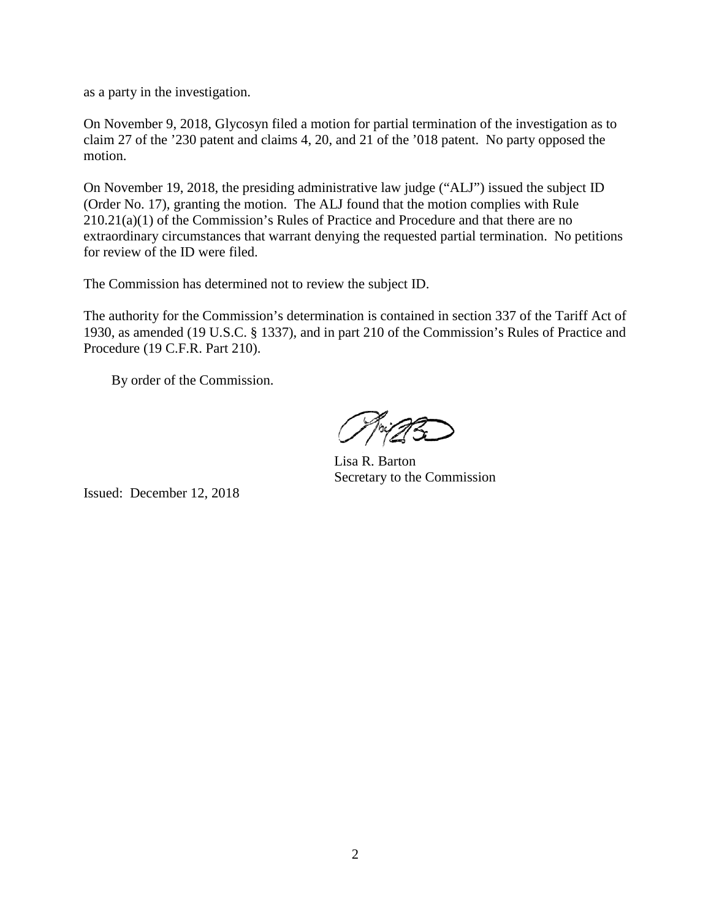as a party in the investigation.

On November 9, 2018, Glycosyn filed a motion for partial termination of the investigation as to claim 27 of the ’230 patent and claims 4, 20, and 21 of the ’018 patent. No party opposed the motion.

On November 19, 2018, the presiding administrative law judge (“ALJ”) issued the subject ID (Order No. 17), granting the motion. The ALJ found that the motion complies with Rule 210.21(a)(1) of the Commission’s Rules of Practice and Procedure and that there are no extraordinary circumstances that warrant denying the requested partial termination. No petitions for review of the ID were filed.

The Commission has determined not to review the subject ID.

The authority for the Commission’s determination is contained in section 337 of the Tariff Act of 1930, as amended (19 U.S.C. § 1337), and in part 210 of the Commission’s Rules of Practice and Procedure (19 C.F.R. Part 210).

By order of the Commission.

Lisa R. Barton
Secretary to the Commission

Issued: December 12, 2018